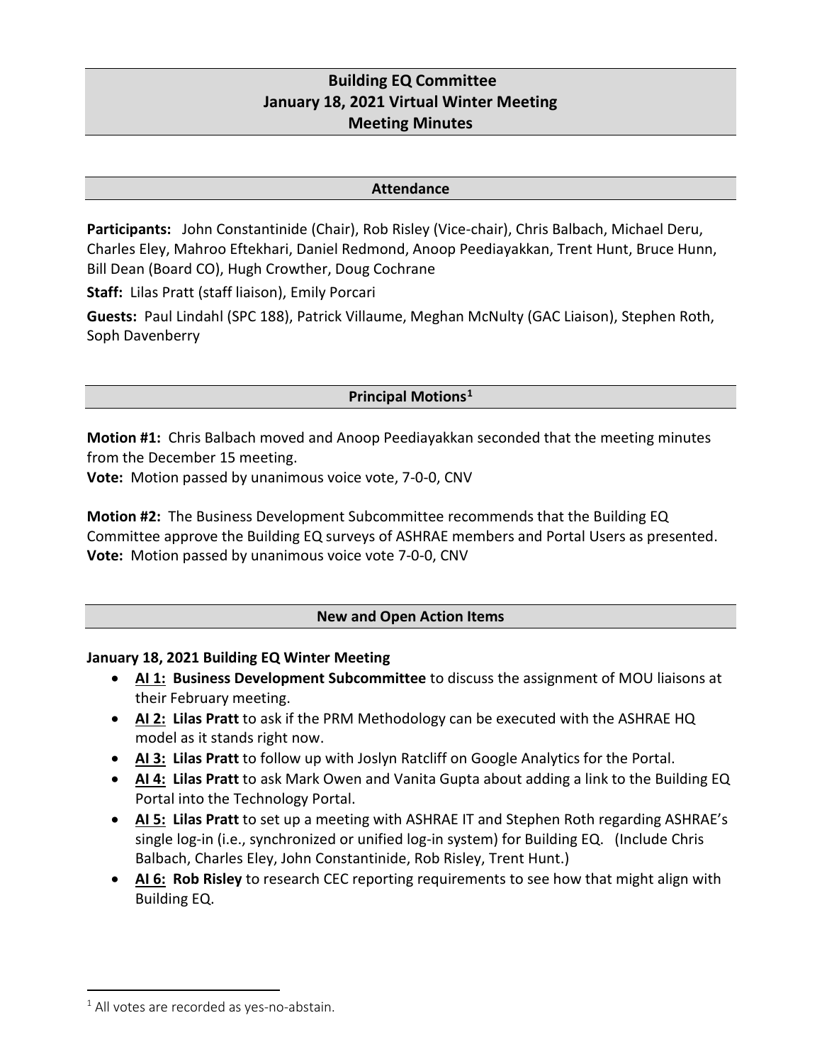# Building EQ Committee
# January 18, 2021 Virtual Winter Meeting
# Meeting Minutes

## Attendance

**Participants:** John Constantinide (Chair), Rob Risley (Vice-chair), Chris Balbach, Michael Deru, Charles Eley, Mahroo Eftekhari, Daniel Redmond, Anoop Peediayakkan, Trent Hunt, Bruce Hunn, Bill Dean (Board CO), Hugh Crowther, Doug Cochrane

**Staff:** Lilas Pratt (staff liaison), Emily Porcari

**Guests:** Paul Lindahl (SPC 188), Patrick Villaume, Meghan McNulty (GAC Liaison), Stephen Roth, Soph Davenberry

## Principal Motions[1]

**Motion #1:** Chris Balbach moved and Anoop Peediayakkan seconded that the meeting minutes from the December 15 meeting.
**Vote:** Motion passed by unanimous voice vote, 7-0-0, CNV

**Motion #2:** The Business Development Subcommittee recommends that the Building EQ Committee approve the Building EQ surveys of ASHRAE members and Portal Users as presented.
**Vote:** Motion passed by unanimous voice vote 7-0-0, CNV

## New and Open Action Items

**January 18, 2021 Building EQ Winter Meeting**

- **AI 1: Business Development Subcommittee** to discuss the assignment of MOU liaisons at their February meeting.
- **AI 2: Lilas Pratt** to ask if the PRM Methodology can be executed with the ASHRAE HQ model as it stands right now.
- **AI 3: Lilas Pratt** to follow up with Joslyn Ratcliff on Google Analytics for the Portal.
- **AI 4: Lilas Pratt** to ask Mark Owen and Vanita Gupta about adding a link to the Building EQ Portal into the Technology Portal.
- **AI 5: Lilas Pratt** to set up a meeting with ASHRAE IT and Stephen Roth regarding ASHRAE's single log-in (i.e., synchronized or unified log-in system) for Building EQ. (Include Chris Balbach, Charles Eley, John Constantinide, Rob Risley, Trent Hunt.)
- **AI 6: Rob Risley** to research CEC reporting requirements to see how that might align with Building EQ.

[1] All votes are recorded as yes-no-abstain.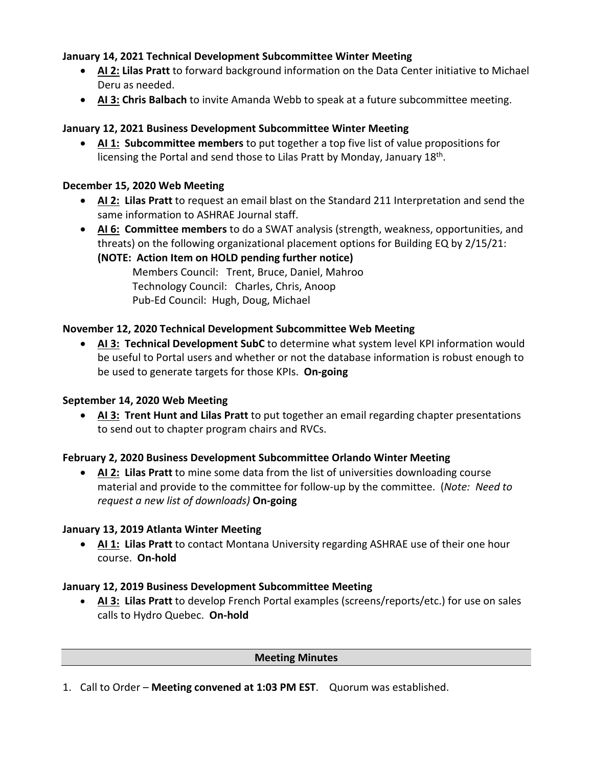**January 14, 2021 Technical Development Subcommittee Winter Meeting**

- **AI 2: Lilas Pratt** to forward background information on the Data Center initiative to Michael Deru as needed.
- **AI 3: Chris Balbach** to invite Amanda Webb to speak at a future subcommittee meeting.

**January 12, 2021 Business Development Subcommittee Winter Meeting**

- **AI 1: Subcommittee members** to put together a top five list of value propositions for licensing the Portal and send those to Lilas Pratt by Monday, January 18th.

**December 15, 2020 Web Meeting**

- **AI 2: Lilas Pratt** to request an email blast on the Standard 211 Interpretation and send the same information to ASHRAE Journal staff.
- **AI 6: Committee members** to do a SWAT analysis (strength, weakness, opportunities, and threats) on the following organizational placement options for Building EQ by 2/15/21: **(NOTE: Action Item on HOLD pending further notice)**
  
  Members Council: Trent, Bruce, Daniel, Mahroo
  Technology Council: Charles, Chris, Anoop
  Pub-Ed Council: Hugh, Doug, Michael

**November 12, 2020 Technical Development Subcommittee Web Meeting**

- **AI 3: Technical Development SubC** to determine what system level KPI information would be useful to Portal users and whether or not the database information is robust enough to be used to generate targets for those KPIs. **On-going**

**September 14, 2020 Web Meeting**

- **AI 3: Trent Hunt and Lilas Pratt** to put together an email regarding chapter presentations to send out to chapter program chairs and RVCs.

**February 2, 2020 Business Development Subcommittee Orlando Winter Meeting**

- **AI 2: Lilas Pratt** to mine some data from the list of universities downloading course material and provide to the committee for follow-up by the committee. (*Note: Need to request a new list of downloads)* **On-going**

**January 13, 2019 Atlanta Winter Meeting**

- **AI 1: Lilas Pratt** to contact Montana University regarding ASHRAE use of their one hour course. **On-hold**

**January 12, 2019 Business Development Subcommittee Meeting**

- **AI 3: Lilas Pratt** to develop French Portal examples (screens/reports/etc.) for use on sales calls to Hydro Quebec. **On-hold**

## Meeting Minutes

1. Call to Order – **Meeting convened at 1:03 PM EST**. Quorum was established.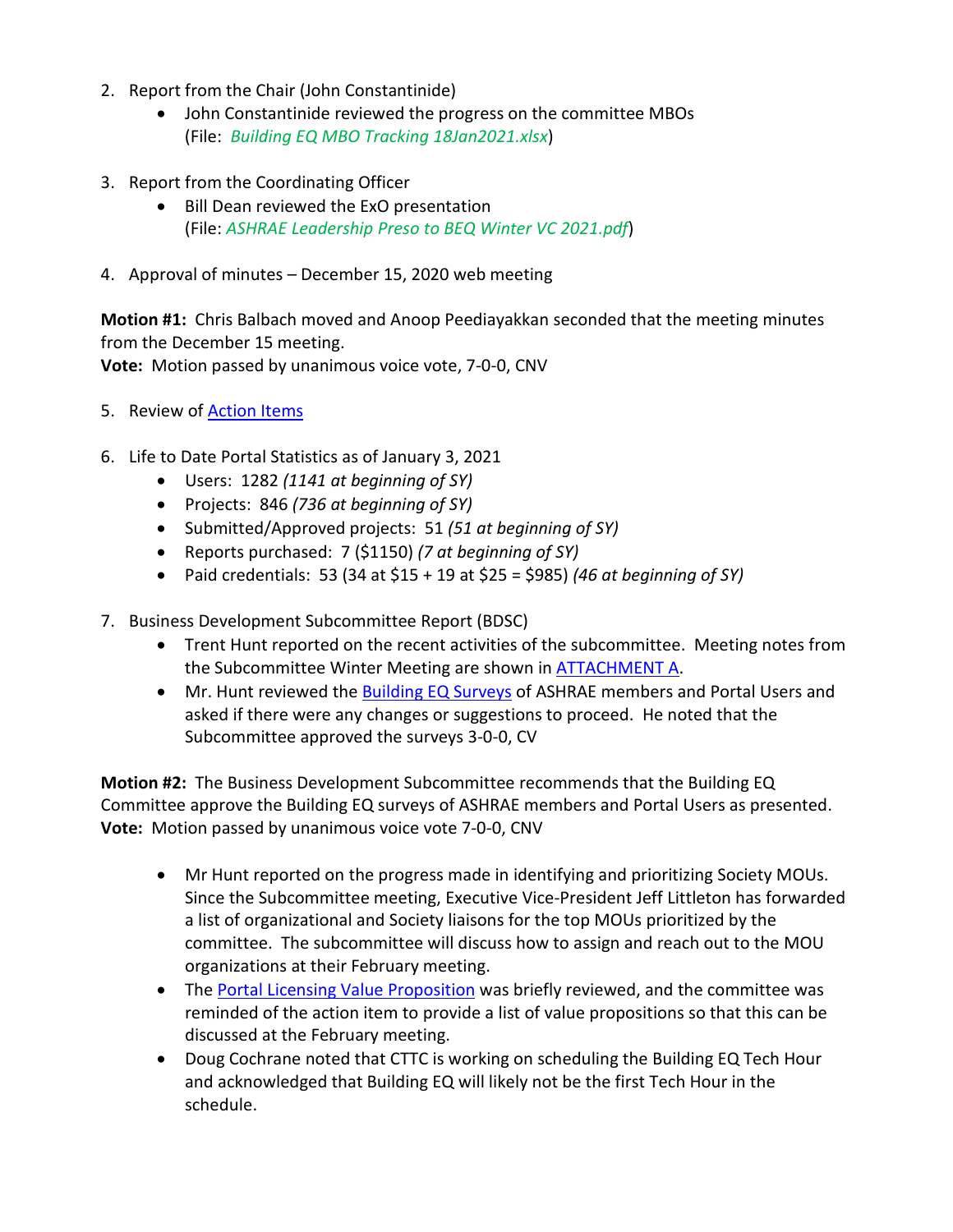2. Report from the Chair (John Constantinide)
    - John Constantinide reviewed the progress on the committee MBOs (File: *Building EQ MBO Tracking 18Jan2021.xlsx*)

3. Report from the Coordinating Officer
    - Bill Dean reviewed the ExO presentation (File: *ASHRAE Leadership Preso to BEQ Winter VC 2021.pdf*)

4. Approval of minutes – December 15, 2020 web meeting

**Motion #1:** Chris Balbach moved and Anoop Peediayakkan seconded that the meeting minutes from the December 15 meeting.
**Vote:** Motion passed by unanimous voice vote, 7-0-0, CNV

5. Review of Action Items

6. Life to Date Portal Statistics as of January 3, 2021
    - Users: 1282 *(1141 at beginning of SY)*
    - Projects: 846 *(736 at beginning of SY)*
    - Submitted/Approved projects: 51 *(51 at beginning of SY)*
    - Reports purchased: 7 ($1150) *(7 at beginning of SY)*
    - Paid credentials: 53 (34 at $15 + 19 at $25 = $985) *(46 at beginning of SY)*

7. Business Development Subcommittee Report (BDSC)
    - Trent Hunt reported on the recent activities of the subcommittee. Meeting notes from the Subcommittee Winter Meeting are shown in ATTACHMENT A.
    - Mr. Hunt reviewed the Building EQ Surveys of ASHRAE members and Portal Users and asked if there were any changes or suggestions to proceed. He noted that the Subcommittee approved the surveys 3-0-0, CV

**Motion #2:** The Business Development Subcommittee recommends that the Building EQ Committee approve the Building EQ surveys of ASHRAE members and Portal Users as presented.
**Vote:** Motion passed by unanimous voice vote 7-0-0, CNV

- Mr Hunt reported on the progress made in identifying and prioritizing Society MOUs. Since the Subcommittee meeting, Executive Vice-President Jeff Littleton has forwarded a list of organizational and Society liaisons for the top MOUs prioritized by the committee. The subcommittee will discuss how to assign and reach out to the MOU organizations at their February meeting.
- The Portal Licensing Value Proposition was briefly reviewed, and the committee was reminded of the action item to provide a list of value propositions so that this can be discussed at the February meeting.
- Doug Cochrane noted that CTTC is working on scheduling the Building EQ Tech Hour and acknowledged that Building EQ will likely not be the first Tech Hour in the schedule.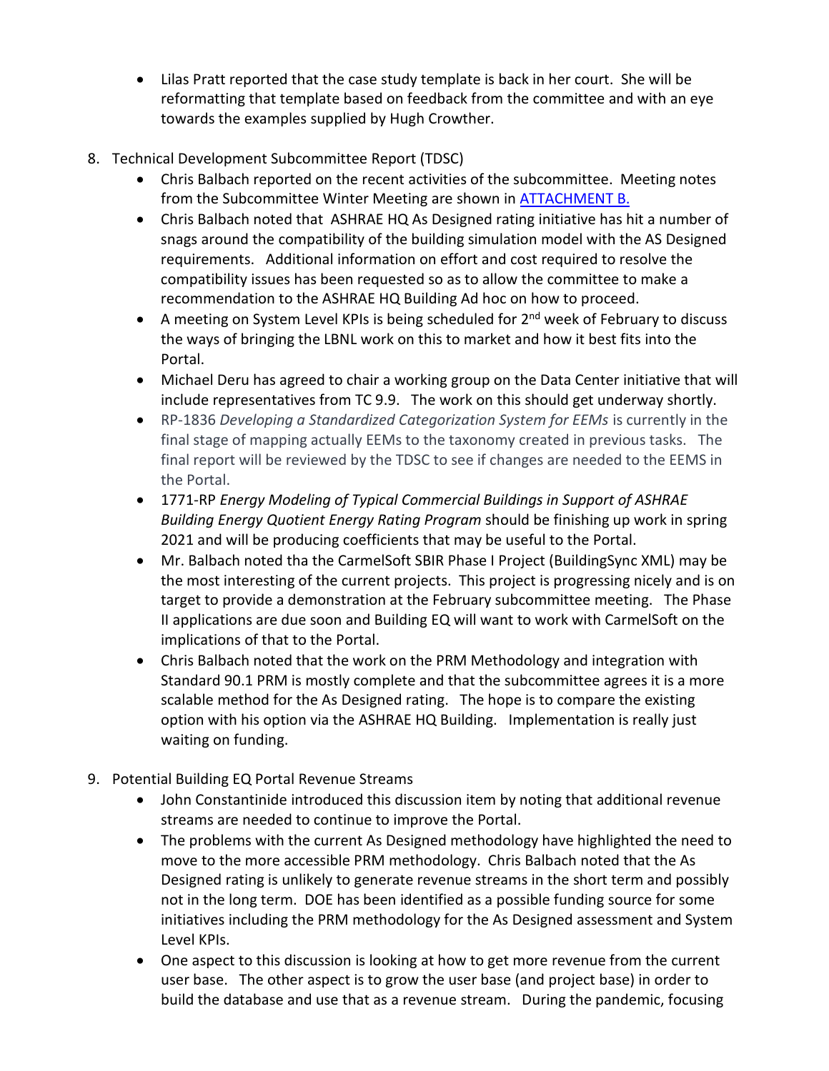- Lilas Pratt reported that the case study template is back in her court. She will be reformatting that template based on feedback from the committee and with an eye towards the examples supplied by Hugh Crowther.

8. Technical Development Subcommittee Report (TDSC)
   - Chris Balbach reported on the recent activities of the subcommittee. Meeting notes from the Subcommittee Winter Meeting are shown in [ATTACHMENT B.](#)
   - Chris Balbach noted that ASHRAE HQ As Designed rating initiative has hit a number of snags around the compatibility of the building simulation model with the AS Designed requirements. Additional information on effort and cost required to resolve the compatibility issues has been requested so as to allow the committee to make a recommendation to the ASHRAE HQ Building Ad hoc on how to proceed.
   - A meeting on System Level KPIs is being scheduled for 2nd week of February to discuss the ways of bringing the LBNL work on this to market and how it best fits into the Portal.
   - Michael Deru has agreed to chair a working group on the Data Center initiative that will include representatives from TC 9.9. The work on this should get underway shortly.
   - RP-1836 *Developing a Standardized Categorization System for EEMs* is currently in the final stage of mapping actually EEMs to the taxonomy created in previous tasks. The final report will be reviewed by the TDSC to see if changes are needed to the EEMS in the Portal.
   - 1771-RP *Energy Modeling of Typical Commercial Buildings in Support of ASHRAE Building Energy Quotient Energy Rating Program* should be finishing up work in spring 2021 and will be producing coefficients that may be useful to the Portal.
   - Mr. Balbach noted tha the CarmelSoft SBIR Phase I Project (BuildingSync XML) may be the most interesting of the current projects. This project is progressing nicely and is on target to provide a demonstration at the February subcommittee meeting. The Phase II applications are due soon and Building EQ will want to work with CarmelSoft on the implications of that to the Portal.
   - Chris Balbach noted that the work on the PRM Methodology and integration with Standard 90.1 PRM is mostly complete and that the subcommittee agrees it is a more scalable method for the As Designed rating. The hope is to compare the existing option with his option via the ASHRAE HQ Building. Implementation is really just waiting on funding.

9. Potential Building EQ Portal Revenue Streams
   - John Constantinide introduced this discussion item by noting that additional revenue streams are needed to continue to improve the Portal.
   - The problems with the current As Designed methodology have highlighted the need to move to the more accessible PRM methodology. Chris Balbach noted that the As Designed rating is unlikely to generate revenue streams in the short term and possibly not in the long term. DOE has been identified as a possible funding source for some initiatives including the PRM methodology for the As Designed assessment and System Level KPIs.
   - One aspect to this discussion is looking at how to get more revenue from the current user base. The other aspect is to grow the user base (and project base) in order to build the database and use that as a revenue stream. During the pandemic, focusing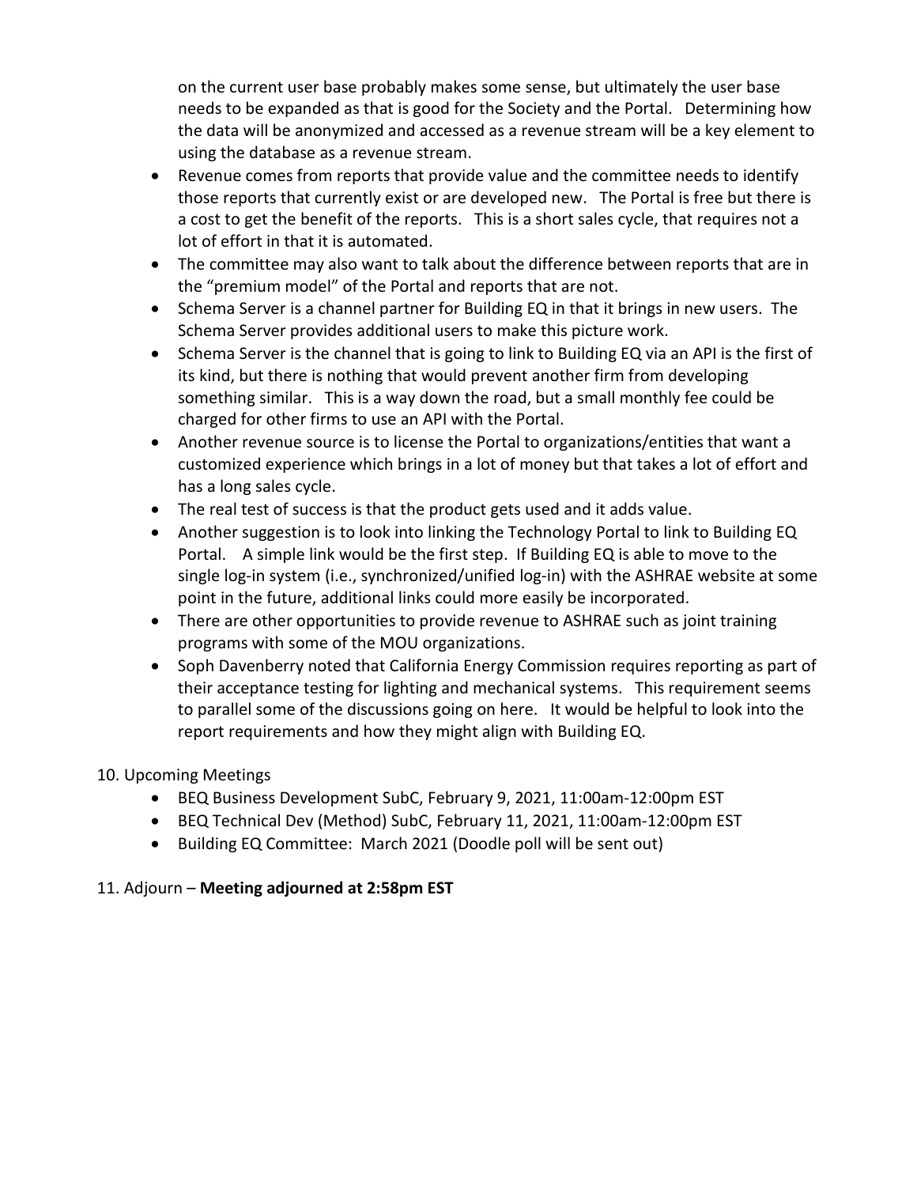on the current user base probably makes some sense, but ultimately the user base needs to be expanded as that is good for the Society and the Portal. Determining how the data will be anonymized and accessed as a revenue stream will be a key element to using the database as a revenue stream.

- Revenue comes from reports that provide value and the committee needs to identify those reports that currently exist or are developed new. The Portal is free but there is a cost to get the benefit of the reports. This is a short sales cycle, that requires not a lot of effort in that it is automated.
- The committee may also want to talk about the difference between reports that are in the "premium model" of the Portal and reports that are not.
- Schema Server is a channel partner for Building EQ in that it brings in new users. The Schema Server provides additional users to make this picture work.
- Schema Server is the channel that is going to link to Building EQ via an API is the first of its kind, but there is nothing that would prevent another firm from developing something similar. This is a way down the road, but a small monthly fee could be charged for other firms to use an API with the Portal.
- Another revenue source is to license the Portal to organizations/entities that want a customized experience which brings in a lot of money but that takes a lot of effort and has a long sales cycle.
- The real test of success is that the product gets used and it adds value.
- Another suggestion is to look into linking the Technology Portal to link to Building EQ Portal. A simple link would be the first step. If Building EQ is able to move to the single log-in system (i.e., synchronized/unified log-in) with the ASHRAE website at some point in the future, additional links could more easily be incorporated.
- There are other opportunities to provide revenue to ASHRAE such as joint training programs with some of the MOU organizations.
- Soph Davenberry noted that California Energy Commission requires reporting as part of their acceptance testing for lighting and mechanical systems. This requirement seems to parallel some of the discussions going on here. It would be helpful to look into the report requirements and how they might align with Building EQ.

10. Upcoming Meetings

- BEQ Business Development SubC, February 9, 2021, 11:00am-12:00pm EST
- BEQ Technical Dev (Method) SubC, February 11, 2021, 11:00am-12:00pm EST
- Building EQ Committee: March 2021 (Doodle poll will be sent out)

11. Adjourn – **Meeting adjourned at 2:58pm EST**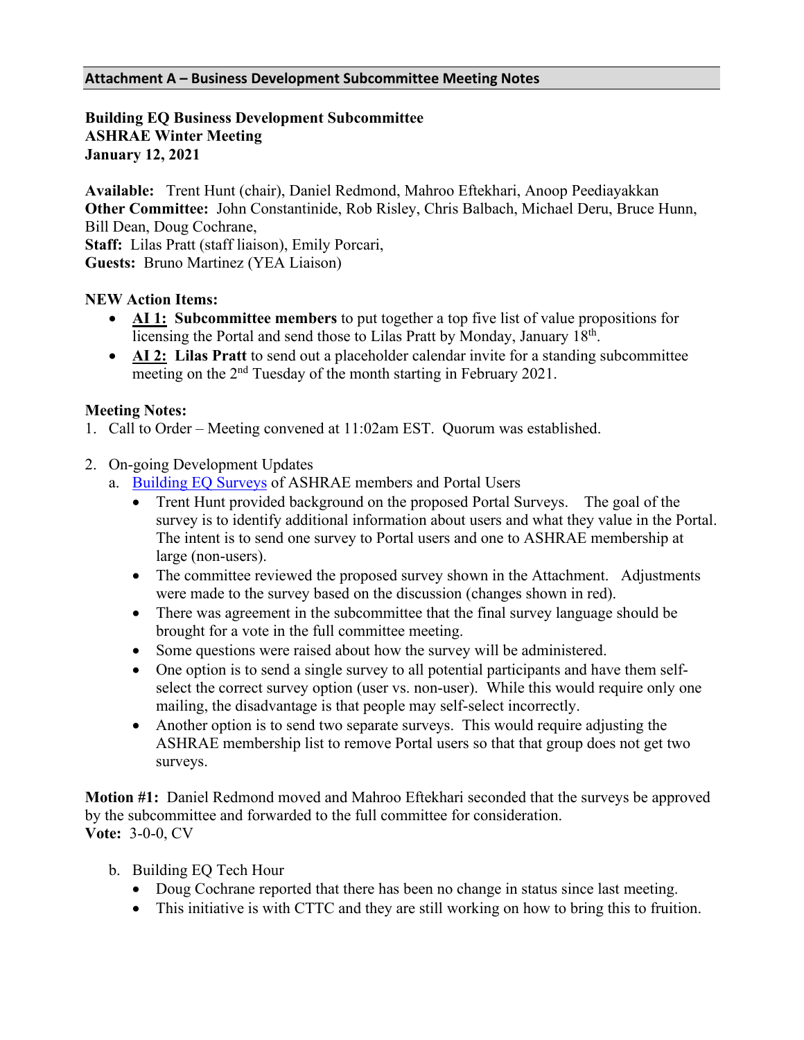**Attachment A – Business Development Subcommittee Meeting Notes**

**Building EQ Business Development Subcommittee**
**ASHRAE Winter Meeting**
**January 12, 2021**

**Available:** Trent Hunt (chair), Daniel Redmond, Mahroo Eftekhari, Anoop Peediayakkan
**Other Committee:** John Constantinide, Rob Risley, Chris Balbach, Michael Deru, Bruce Hunn, Bill Dean, Doug Cochrane,
**Staff:** Lilas Pratt (staff liaison), Emily Porcari,
**Guests:** Bruno Martinez (YEA Liaison)

**NEW Action Items:**

- **AI 1: Subcommittee members** to put together a top five list of value propositions for licensing the Portal and send those to Lilas Pratt by Monday, January 18th.
- **AI 2: Lilas Pratt** to send out a placeholder calendar invite for a standing subcommittee meeting on the 2nd Tuesday of the month starting in February 2021.

**Meeting Notes:**

1. Call to Order – Meeting convened at 11:02am EST. Quorum was established.

2. On-going Development Updates
   a. Building EQ Surveys of ASHRAE members and Portal Users
      - Trent Hunt provided background on the proposed Portal Surveys. The goal of the survey is to identify additional information about users and what they value in the Portal. The intent is to send one survey to Portal users and one to ASHRAE membership at large (non-users).
      - The committee reviewed the proposed survey shown in the Attachment. Adjustments were made to the survey based on the discussion (changes shown in red).
      - There was agreement in the subcommittee that the final survey language should be brought for a vote in the full committee meeting.
      - Some questions were raised about how the survey will be administered.
      - One option is to send a single survey to all potential participants and have them self-select the correct survey option (user vs. non-user). While this would require only one mailing, the disadvantage is that people may self-select incorrectly.
      - Another option is to send two separate surveys. This would require adjusting the ASHRAE membership list to remove Portal users so that that group does not get two surveys.

**Motion #1:** Daniel Redmond moved and Mahroo Eftekhari seconded that the surveys be approved by the subcommittee and forwarded to the full committee for consideration.
**Vote:** 3-0-0, CV

   b. Building EQ Tech Hour
      - Doug Cochrane reported that there has been no change in status since last meeting.
      - This initiative is with CTTC and they are still working on how to bring this to fruition.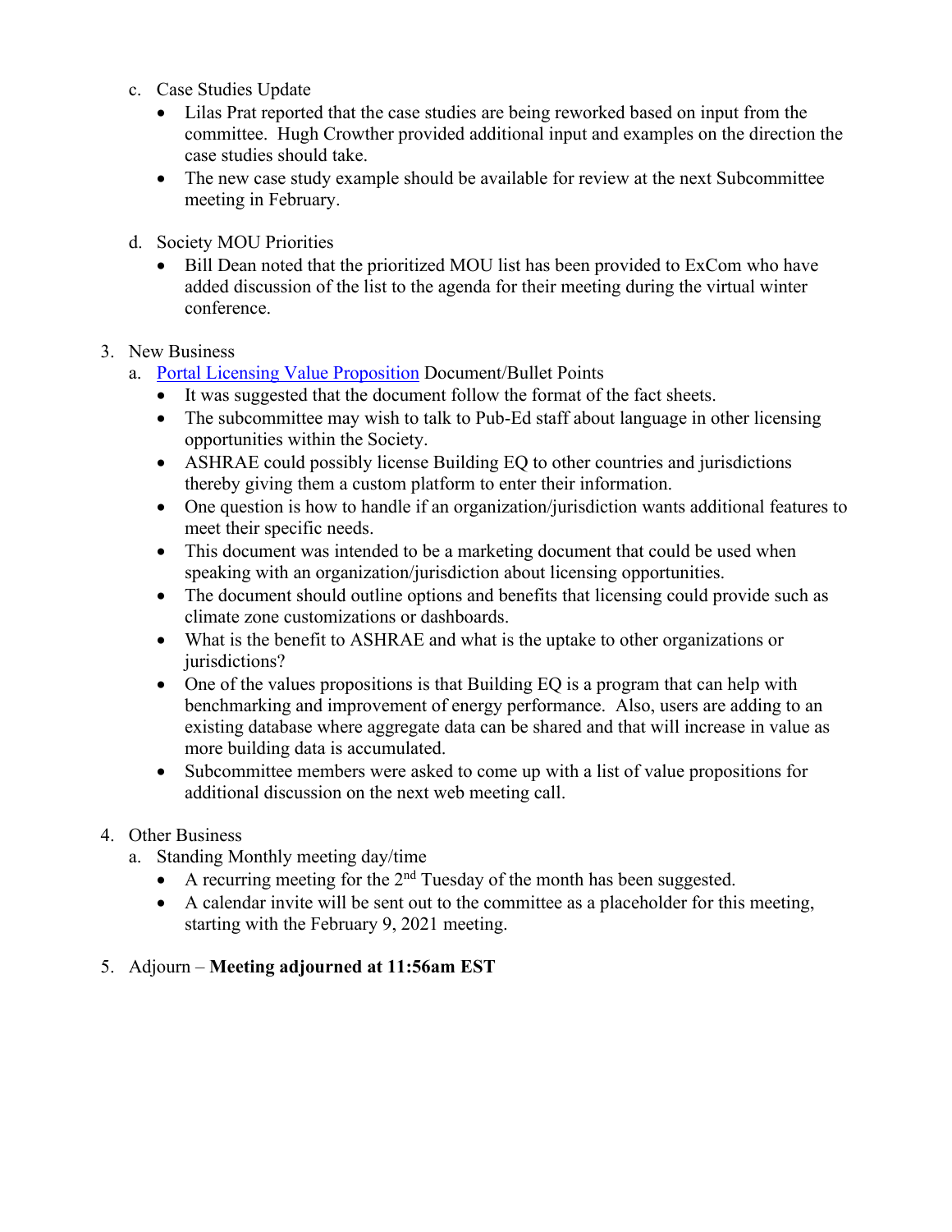c. Case Studies Update
   - Lilas Prat reported that the case studies are being reworked based on input from the committee. Hugh Crowther provided additional input and examples on the direction the case studies should take.
   - The new case study example should be available for review at the next Subcommittee meeting in February.

d. Society MOU Priorities
   - Bill Dean noted that the prioritized MOU list has been provided to ExCom who have added discussion of the list to the agenda for their meeting during the virtual winter conference.

3. New Business
   a. Portal Licensing Value Proposition Document/Bullet Points
      - It was suggested that the document follow the format of the fact sheets.
      - The subcommittee may wish to talk to Pub-Ed staff about language in other licensing opportunities within the Society.
      - ASHRAE could possibly license Building EQ to other countries and jurisdictions thereby giving them a custom platform to enter their information.
      - One question is how to handle if an organization/jurisdiction wants additional features to meet their specific needs.
      - This document was intended to be a marketing document that could be used when speaking with an organization/jurisdiction about licensing opportunities.
      - The document should outline options and benefits that licensing could provide such as climate zone customizations or dashboards.
      - What is the benefit to ASHRAE and what is the uptake to other organizations or jurisdictions?
      - One of the values propositions is that Building EQ is a program that can help with benchmarking and improvement of energy performance. Also, users are adding to an existing database where aggregate data can be shared and that will increase in value as more building data is accumulated.
      - Subcommittee members were asked to come up with a list of value propositions for additional discussion on the next web meeting call.

4. Other Business
   a. Standing Monthly meeting day/time
      - A recurring meeting for the 2nd Tuesday of the month has been suggested.
      - A calendar invite will be sent out to the committee as a placeholder for this meeting, starting with the February 9, 2021 meeting.

5. Adjourn – **Meeting adjourned at 11:56am EST**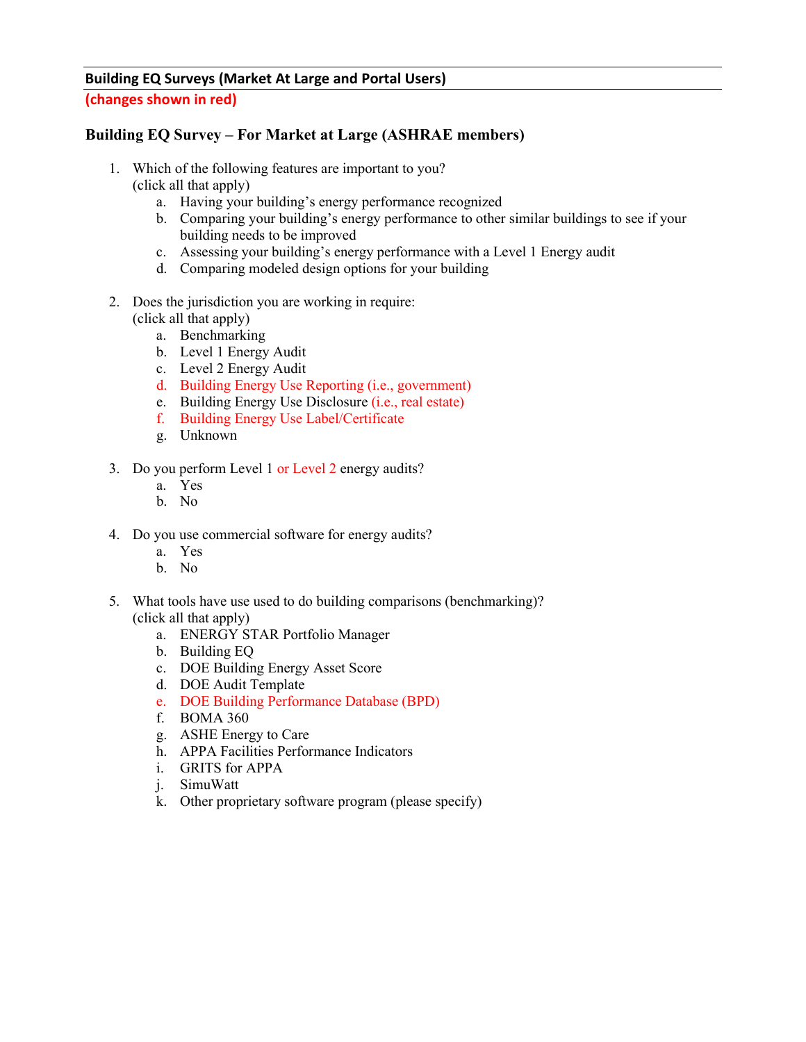**Building EQ Surveys (Market At Large and Portal Users)**

**(changes shown in red)**

### Building EQ Survey – For Market at Large (ASHRAE members)

1. Which of the following features are important to you?
   (click all that apply)
   a. Having your building's energy performance recognized
   b. Comparing your building's energy performance to other similar buildings to see if your building needs to be improved
   c. Assessing your building's energy performance with a Level 1 Energy audit
   d. Comparing modeled design options for your building

2. Does the jurisdiction you are working in require:
   (click all that apply)
   a. Benchmarking
   b. Level 1 Energy Audit
   c. Level 2 Energy Audit
   d. Building Energy Use Reporting (i.e., government)
   e. Building Energy Use Disclosure (i.e., real estate)
   f. Building Energy Use Label/Certificate
   g. Unknown

3. Do you perform Level 1 or Level 2 energy audits?
   a. Yes
   b. No

4. Do you use commercial software for energy audits?
   a. Yes
   b. No

5. What tools have use used to do building comparisons (benchmarking)?
   (click all that apply)
   a. ENERGY STAR Portfolio Manager
   b. Building EQ
   c. DOE Building Energy Asset Score
   d. DOE Audit Template
   e. DOE Building Performance Database (BPD)
   f. BOMA 360
   g. ASHE Energy to Care
   h. APPA Facilities Performance Indicators
   i. GRITS for APPA
   j. SimuWatt
   k. Other proprietary software program (please specify)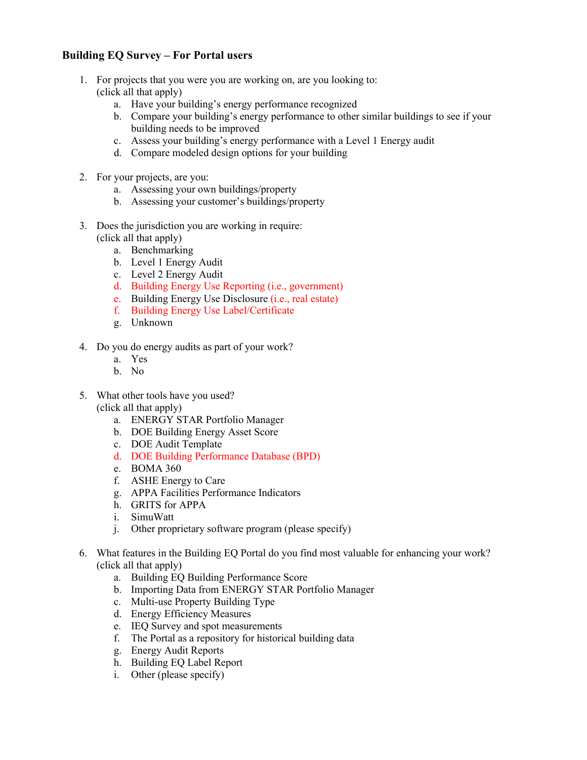**Building EQ Survey – For Portal users**

1. For projects that you were you are working on, are you looking to:
   (click all that apply)
   a. Have your building's energy performance recognized
   b. Compare your building's energy performance to other similar buildings to see if your building needs to be improved
   c. Assess your building's energy performance with a Level 1 Energy audit
   d. Compare modeled design options for your building

2. For your projects, are you:
   a. Assessing your own buildings/property
   b. Assessing your customer's buildings/property

3. Does the jurisdiction you are working in require:
   (click all that apply)
   a. Benchmarking
   b. Level 1 Energy Audit
   c. Level 2 Energy Audit
   d. Building Energy Use Reporting (i.e., government)
   e. Building Energy Use Disclosure (i.e., real estate)
   f. Building Energy Use Label/Certificate
   g. Unknown

4. Do you do energy audits as part of your work?
   a. Yes
   b. No

5. What other tools have you used?
   (click all that apply)
   a. ENERGY STAR Portfolio Manager
   b. DOE Building Energy Asset Score
   c. DOE Audit Template
   d. DOE Building Performance Database (BPD)
   e. BOMA 360
   f. ASHE Energy to Care
   g. APPA Facilities Performance Indicators
   h. GRITS for APPA
   i. SimuWatt
   j. Other proprietary software program (please specify)

6. What features in the Building EQ Portal do you find most valuable for enhancing your work?
   (click all that apply)
   a. Building EQ Building Performance Score
   b. Importing Data from ENERGY STAR Portfolio Manager
   c. Multi-use Property Building Type
   d. Energy Efficiency Measures
   e. IEQ Survey and spot measurements
   f. The Portal as a repository for historical building data
   g. Energy Audit Reports
   h. Building EQ Label Report
   i. Other (please specify)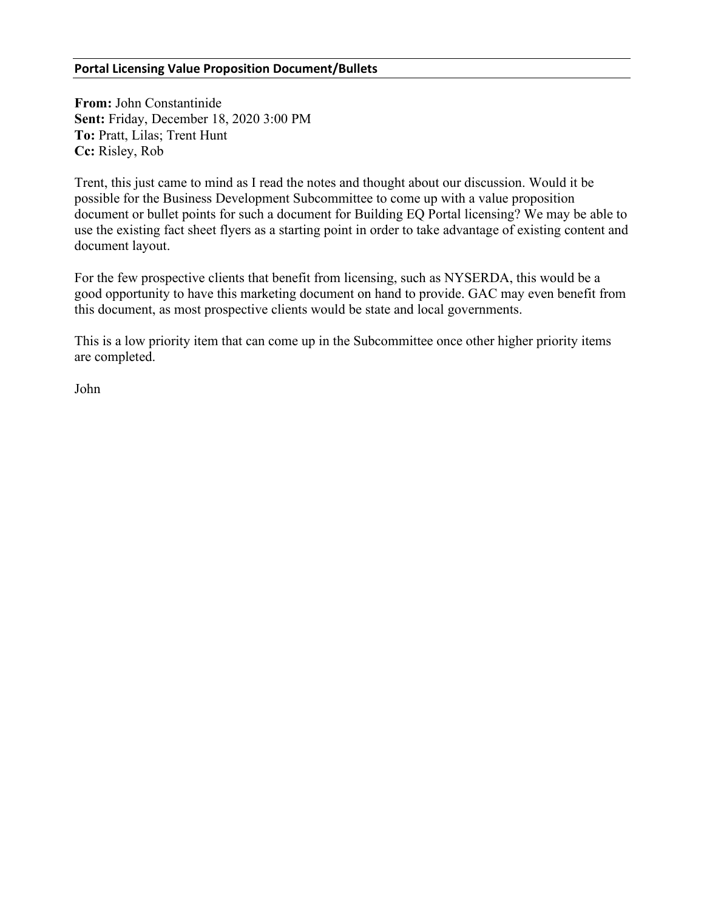## Portal Licensing Value Proposition Document/Bullets

**From:** John Constantinide
**Sent:** Friday, December 18, 2020 3:00 PM
**To:** Pratt, Lilas; Trent Hunt
**Cc:** Risley, Rob

Trent, this just came to mind as I read the notes and thought about our discussion. Would it be possible for the Business Development Subcommittee to come up with a value proposition document or bullet points for such a document for Building EQ Portal licensing? We may be able to use the existing fact sheet flyers as a starting point in order to take advantage of existing content and document layout.

For the few prospective clients that benefit from licensing, such as NYSERDA, this would be a good opportunity to have this marketing document on hand to provide. GAC may even benefit from this document, as most prospective clients would be state and local governments.

This is a low priority item that can come up in the Subcommittee once other higher priority items are completed.

John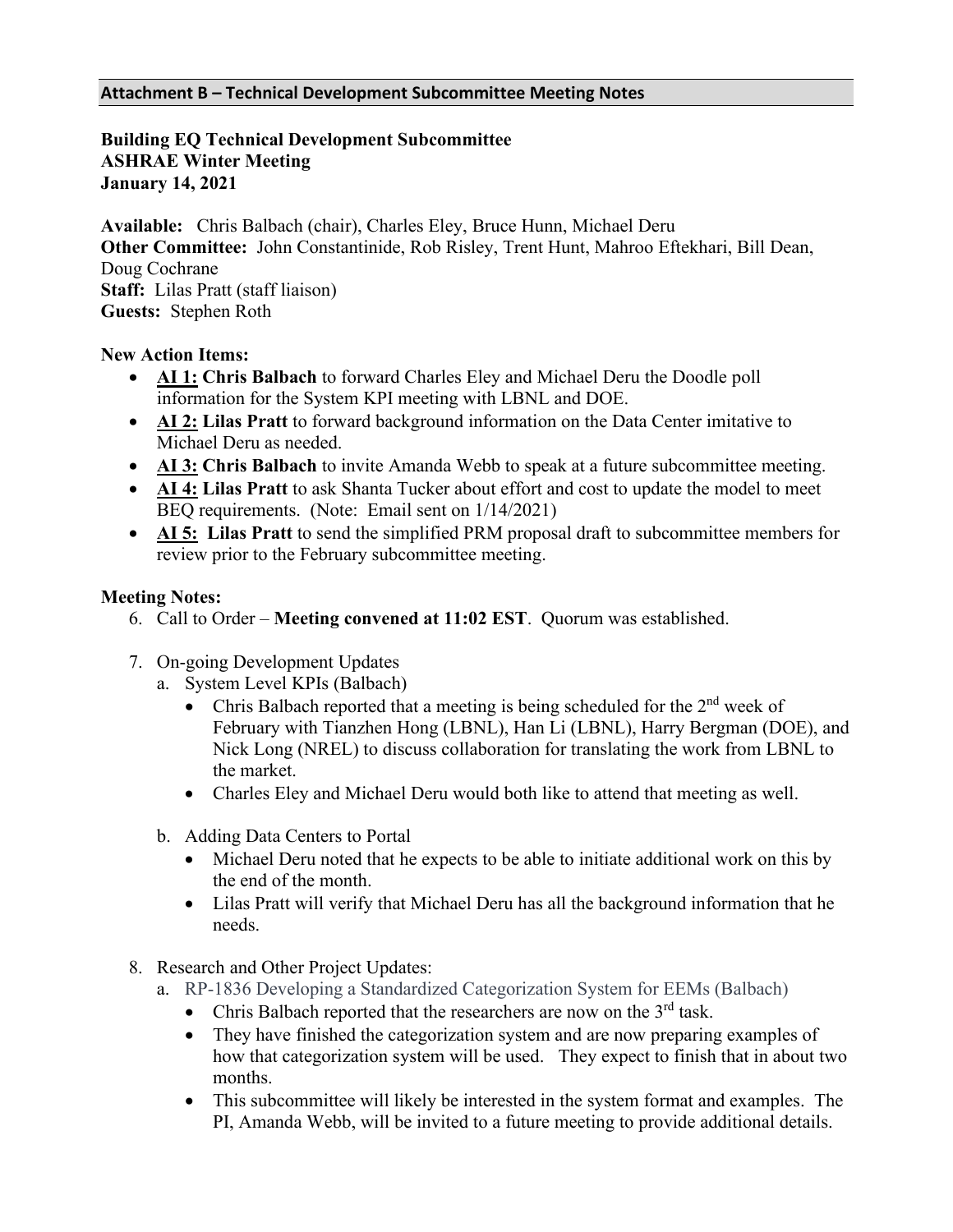## Attachment B – Technical Development Subcommittee Meeting Notes

**Building EQ Technical Development Subcommittee**
**ASHRAE Winter Meeting**
**January 14, 2021**

**Available:** Chris Balbach (chair), Charles Eley, Bruce Hunn, Michael Deru
**Other Committee:** John Constantinide, Rob Risley, Trent Hunt, Mahroo Eftekhari, Bill Dean, Doug Cochrane
**Staff:** Lilas Pratt (staff liaison)
**Guests:** Stephen Roth

**New Action Items:**

- **AI 1: Chris Balbach** to forward Charles Eley and Michael Deru the Doodle poll information for the System KPI meeting with LBNL and DOE.
- **AI 2: Lilas Pratt** to forward background information on the Data Center imitative to Michael Deru as needed.
- **AI 3: Chris Balbach** to invite Amanda Webb to speak at a future subcommittee meeting.
- **AI 4: Lilas Pratt** to ask Shanta Tucker about effort and cost to update the model to meet BEQ requirements. (Note: Email sent on 1/14/2021)
- **AI 5: Lilas Pratt** to send the simplified PRM proposal draft to subcommittee members for review prior to the February subcommittee meeting.

**Meeting Notes:**

6. Call to Order – **Meeting convened at 11:02 EST**. Quorum was established.

7. On-going Development Updates
   a. System Level KPIs (Balbach)
      - Chris Balbach reported that a meeting is being scheduled for the 2nd week of February with Tianzhen Hong (LBNL), Han Li (LBNL), Harry Bergman (DOE), and Nick Long (NREL) to discuss collaboration for translating the work from LBNL to the market.
      - Charles Eley and Michael Deru would both like to attend that meeting as well.

   b. Adding Data Centers to Portal
      - Michael Deru noted that he expects to be able to initiate additional work on this by the end of the month.
      - Lilas Pratt will verify that Michael Deru has all the background information that he needs.

8. Research and Other Project Updates:
   a. RP-1836 Developing a Standardized Categorization System for EEMs (Balbach)
      - Chris Balbach reported that the researchers are now on the 3rd task.
      - They have finished the categorization system and are now preparing examples of how that categorization system will be used. They expect to finish that in about two months.
      - This subcommittee will likely be interested in the system format and examples. The PI, Amanda Webb, will be invited to a future meeting to provide additional details.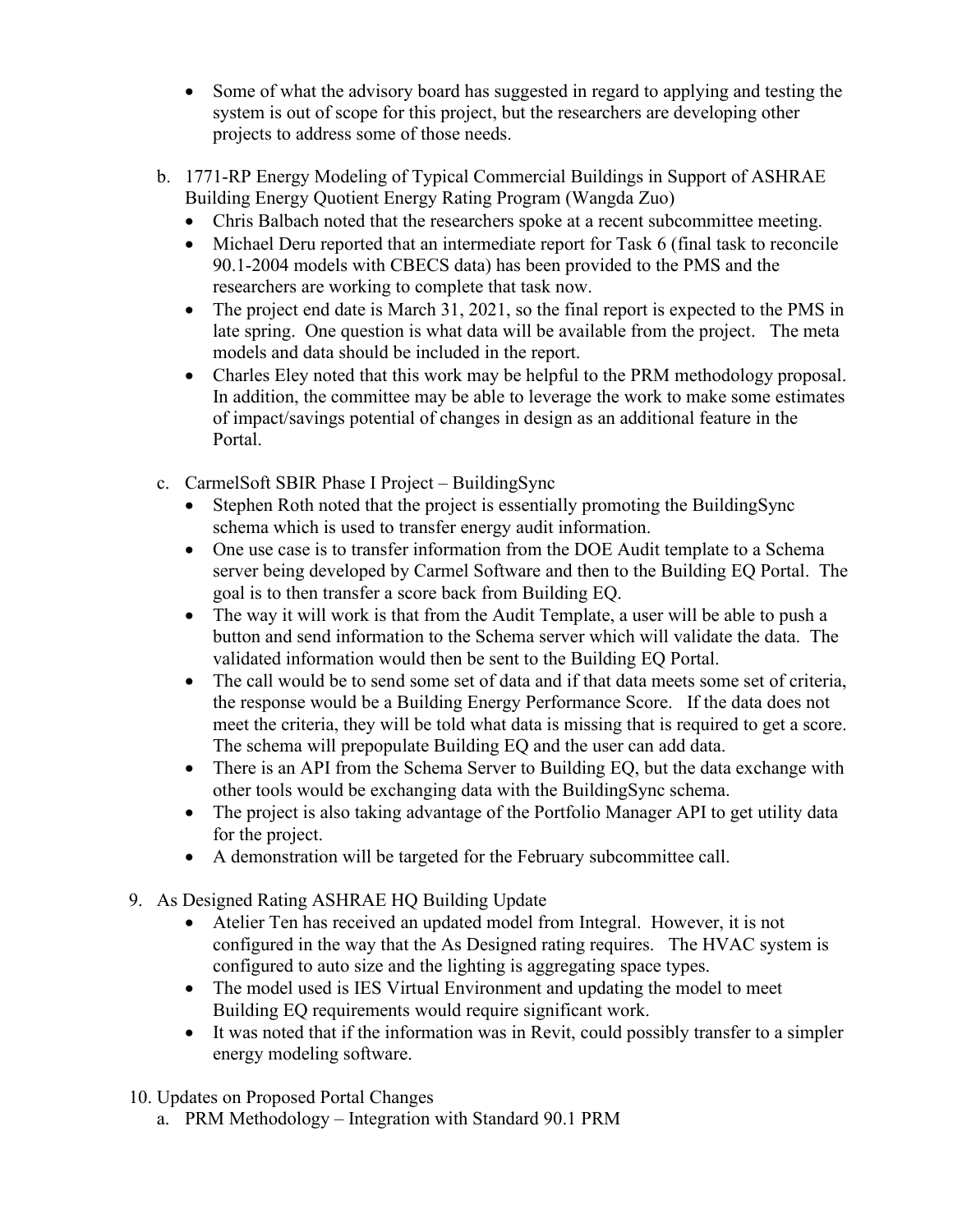- Some of what the advisory board has suggested in regard to applying and testing the system is out of scope for this project, but the researchers are developing other projects to address some of those needs.

b. 1771-RP Energy Modeling of Typical Commercial Buildings in Support of ASHRAE Building Energy Quotient Energy Rating Program (Wangda Zuo)
   - Chris Balbach noted that the researchers spoke at a recent subcommittee meeting.
   - Michael Deru reported that an intermediate report for Task 6 (final task to reconcile 90.1-2004 models with CBECS data) has been provided to the PMS and the researchers are working to complete that task now.
   - The project end date is March 31, 2021, so the final report is expected to the PMS in late spring. One question is what data will be available from the project. The meta models and data should be included in the report.
   - Charles Eley noted that this work may be helpful to the PRM methodology proposal. In addition, the committee may be able to leverage the work to make some estimates of impact/savings potential of changes in design as an additional feature in the Portal.

c. CarmelSoft SBIR Phase I Project – BuildingSync
   - Stephen Roth noted that the project is essentially promoting the BuildingSync schema which is used to transfer energy audit information.
   - One use case is to transfer information from the DOE Audit template to a Schema server being developed by Carmel Software and then to the Building EQ Portal. The goal is to then transfer a score back from Building EQ.
   - The way it will work is that from the Audit Template, a user will be able to push a button and send information to the Schema server which will validate the data. The validated information would then be sent to the Building EQ Portal.
   - The call would be to send some set of data and if that data meets some set of criteria, the response would be a Building Energy Performance Score. If the data does not meet the criteria, they will be told what data is missing that is required to get a score. The schema will prepopulate Building EQ and the user can add data.
   - There is an API from the Schema Server to Building EQ, but the data exchange with other tools would be exchanging data with the BuildingSync schema.
   - The project is also taking advantage of the Portfolio Manager API to get utility data for the project.
   - A demonstration will be targeted for the February subcommittee call.

9. As Designed Rating ASHRAE HQ Building Update
   - Atelier Ten has received an updated model from Integral. However, it is not configured in the way that the As Designed rating requires. The HVAC system is configured to auto size and the lighting is aggregating space types.
   - The model used is IES Virtual Environment and updating the model to meet Building EQ requirements would require significant work.
   - It was noted that if the information was in Revit, could possibly transfer to a simpler energy modeling software.

10. Updates on Proposed Portal Changes

    a. PRM Methodology – Integration with Standard 90.1 PRM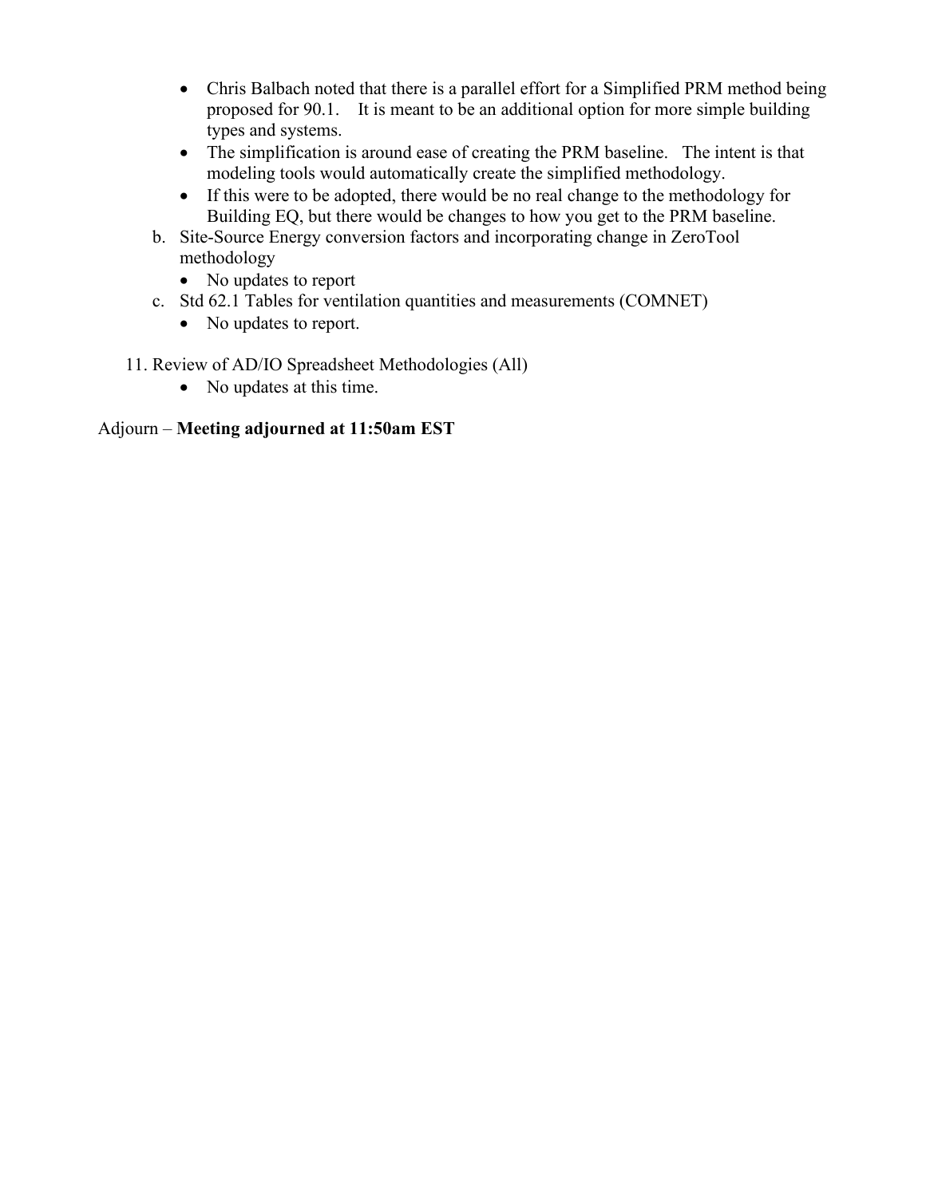- Chris Balbach noted that there is a parallel effort for a Simplified PRM method being proposed for 90.1. It is meant to be an additional option for more simple building types and systems.
- The simplification is around ease of creating the PRM baseline. The intent is that modeling tools would automatically create the simplified methodology.
- If this were to be adopted, there would be no real change to the methodology for Building EQ, but there would be changes to how you get to the PRM baseline.

b. Site-Source Energy conversion factors and incorporating change in ZeroTool methodology
   - No updates to report

c. Std 62.1 Tables for ventilation quantities and measurements (COMNET)
   - No updates to report.

11. Review of AD/IO Spreadsheet Methodologies (All)
    - No updates at this time.

Adjourn – **Meeting adjourned at 11:50am EST**